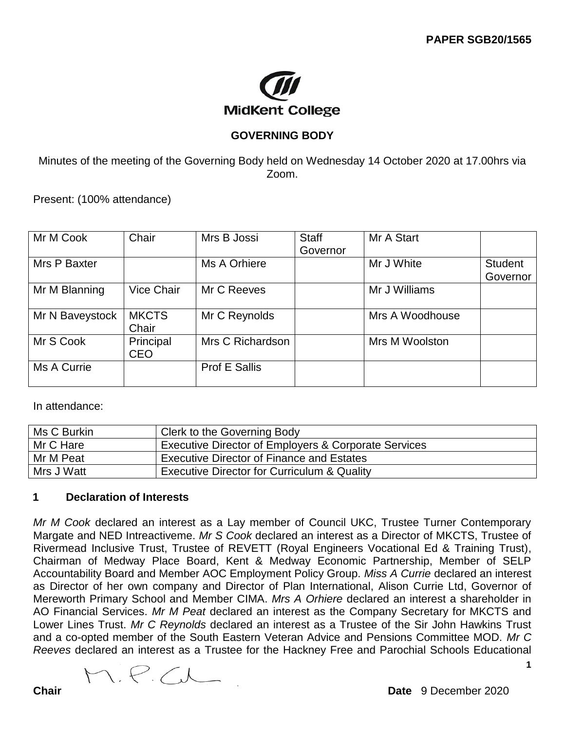**PAPER SGB20/1565**

MidKent College

## GOVERNING BODY

Minutes of the meeting of the Governing Body held on Wednesday 14 October 2020 at 17.00hrs via Zoom.

Present: (100% attendance)

| | | | | | |
|---|---|---|---|---|---|
| Mr M Cook | Chair | Mrs B Jossi | Staff Governor | Mr A Start | |
| Mrs P Baxter | | Ms A Orhiere | | Mr J White | Student Governor |
| Mr M Blanning | Vice Chair | Mr C Reeves | | Mr J Williams | |
| Mr N Baveystock | MKCTS Chair | Mr C Reynolds | | Mrs A Woodhouse | |
| Mr S Cook | Principal CEO | Mrs C Richardson | | Mrs M Woolston | |
| Ms A Currie | | Prof E Sallis | | | |

In attendance:

| | |
|---|---|
| Ms C Burkin | Clerk to the Governing Body |
| Mr C Hare | Executive Director of Employers & Corporate Services |
| Mr M Peat | Executive Director of Finance and Estates |
| Mrs J Watt | Executive Director for Curriculum & Quality |

### 1 Declaration of Interests

*Mr M Cook* declared an interest as a Lay member of Council UKC, Trustee Turner Contemporary Margate and NED Intreactiveme. *Mr S Cook* declared an interest as a Director of MKCTS, Trustee of Rivermead Inclusive Trust, Trustee of REVETT (Royal Engineers Vocational Ed & Training Trust), Chairman of Medway Place Board, Kent & Medway Economic Partnership, Member of SELP Accountability Board and Member AOC Employment Policy Group. *Miss A Currie* declared an interest as Director of her own company and Director of Plan International, Alison Currie Ltd, Governor of Mereworth Primary School and Member CIMA. *Mrs A Orhiere* declared an interest a shareholder in AO Financial Services. *Mr M Peat* declared an interest as the Company Secretary for MKCTS and Lower Lines Trust. *Mr C Reynolds* declared an interest as a Trustee of the Sir John Hawkins Trust and a co-opted member of the South Eastern Veteran Advice and Pensions Committee MOD. *Mr C Reeves* declared an interest as a Trustee for the Hackney Free and Parochial Schools Educational

**Chair** M.P.Cook **Date** 9 December 2020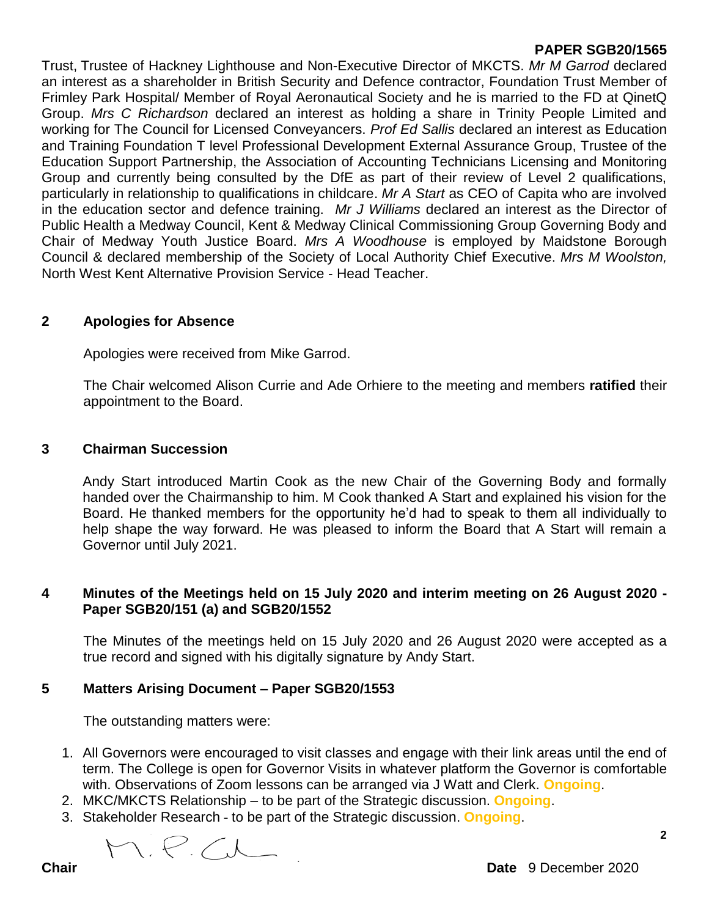Trust, Trustee of Hackney Lighthouse and Non-Executive Director of MKCTS. *Mr M Garrod* declared an interest as a shareholder in British Security and Defence contractor, Foundation Trust Member of Frimley Park Hospital/ Member of Royal Aeronautical Society and he is married to the FD at QinetQ Group. *Mrs C Richardson* declared an interest as holding a share in Trinity People Limited and working for The Council for Licensed Conveyancers. *Prof Ed Sallis* declared an interest as Education and Training Foundation T level Professional Development External Assurance Group, Trustee of the Education Support Partnership, the Association of Accounting Technicians Licensing and Monitoring Group and currently being consulted by the DfE as part of their review of Level 2 qualifications, particularly in relationship to qualifications in childcare. *Mr A Start* as CEO of Capita who are involved in the education sector and defence training. *Mr J Williams* declared an interest as the Director of Public Health a Medway Council, Kent & Medway Clinical Commissioning Group Governing Body and Chair of Medway Youth Justice Board. *Mrs A Woodhouse* is employed by Maidstone Borough Council & declared membership of the Society of Local Authority Chief Executive. *Mrs M Woolston,* North West Kent Alternative Provision Service - Head Teacher.

## 2 Apologies for Absence

Apologies were received from Mike Garrod.

The Chair welcomed Alison Currie and Ade Orhiere to the meeting and members **ratified** their appointment to the Board.

## 3 Chairman Succession

Andy Start introduced Martin Cook as the new Chair of the Governing Body and formally handed over the Chairmanship to him. M Cook thanked A Start and explained his vision for the Board. He thanked members for the opportunity he'd had to speak to them all individually to help shape the way forward. He was pleased to inform the Board that A Start will remain a Governor until July 2021.

## 4 Minutes of the Meetings held on 15 July 2020 and interim meeting on 26 August 2020 - Paper SGB20/151 (a) and SGB20/1552

The Minutes of the meetings held on 15 July 2020 and 26 August 2020 were accepted as a true record and signed with his digitally signature by Andy Start.

## 5 Matters Arising Document – Paper SGB20/1553

The outstanding matters were:

1. All Governors were encouraged to visit classes and engage with their link areas until the end of term. The College is open for Governor Visits in whatever platform the Governor is comfortable with. Observations of Zoom lessons can be arranged via J Watt and Clerk. **Ongoing**.
2. MKC/MKCTS Relationship – to be part of the Strategic discussion. **Ongoing**.
3. Stakeholder Research - to be part of the Strategic discussion. **Ongoing**.

**Chair** M.P.Ck **Date** 9 December 2020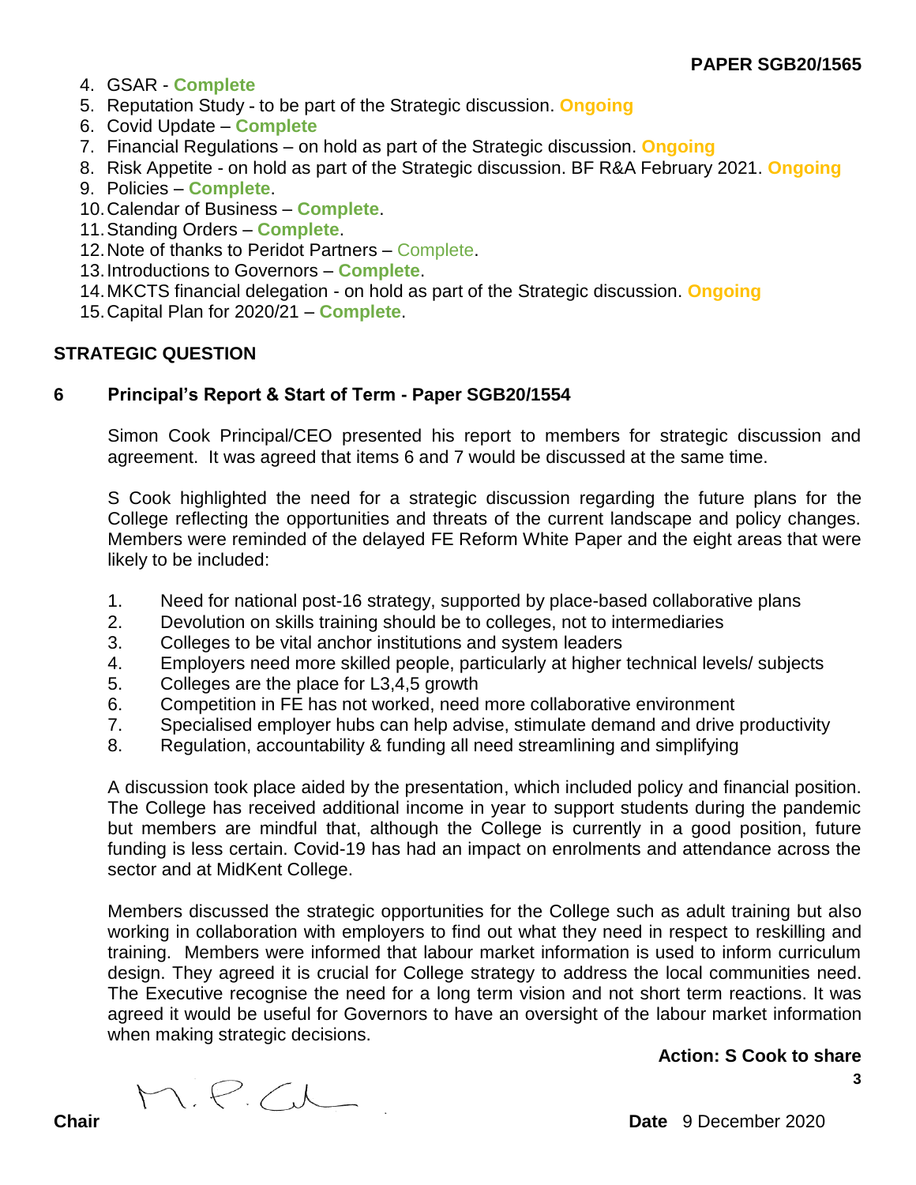4. GSAR - **Complete**
5. Reputation Study - to be part of the Strategic discussion. **Ongoing**
6. Covid Update – **Complete**
7. Financial Regulations – on hold as part of the Strategic discussion. **Ongoing**
8. Risk Appetite - on hold as part of the Strategic discussion. BF R&A February 2021. **Ongoing**
9. Policies – **Complete**.
10. Calendar of Business – **Complete**.
11. Standing Orders – **Complete**.
12. Note of thanks to Peridot Partners – Complete.
13. Introductions to Governors – **Complete**.
14. MKCTS financial delegation - on hold as part of the Strategic discussion. **Ongoing**
15. Capital Plan for 2020/21 – **Complete**.

## STRATEGIC QUESTION

### 6 Principal's Report & Start of Term - Paper SGB20/1554

Simon Cook Principal/CEO presented his report to members for strategic discussion and agreement. It was agreed that items 6 and 7 would be discussed at the same time.

S Cook highlighted the need for a strategic discussion regarding the future plans for the College reflecting the opportunities and threats of the current landscape and policy changes. Members were reminded of the delayed FE Reform White Paper and the eight areas that were likely to be included:

1. Need for national post-16 strategy, supported by place-based collaborative plans
2. Devolution on skills training should be to colleges, not to intermediaries
3. Colleges to be vital anchor institutions and system leaders
4. Employers need more skilled people, particularly at higher technical levels/ subjects
5. Colleges are the place for L3,4,5 growth
6. Competition in FE has not worked, need more collaborative environment
7. Specialised employer hubs can help advise, stimulate demand and drive productivity
8. Regulation, accountability & funding all need streamlining and simplifying

A discussion took place aided by the presentation, which included policy and financial position. The College has received additional income in year to support students during the pandemic but members are mindful that, although the College is currently in a good position, future funding is less certain. Covid-19 has had an impact on enrolments and attendance across the sector and at MidKent College.

Members discussed the strategic opportunities for the College such as adult training but also working in collaboration with employers to find out what they need in respect to reskilling and training. Members were informed that labour market information is used to inform curriculum design. They agreed it is crucial for College strategy to address the local communities need. The Executive recognise the need for a long term vision and not short term reactions. It was agreed it would be useful for Governors to have an oversight of the labour market information when making strategic decisions.

**Action: S Cook to share**

**Chair** M. P. C[signature] **Date** 9 December 2020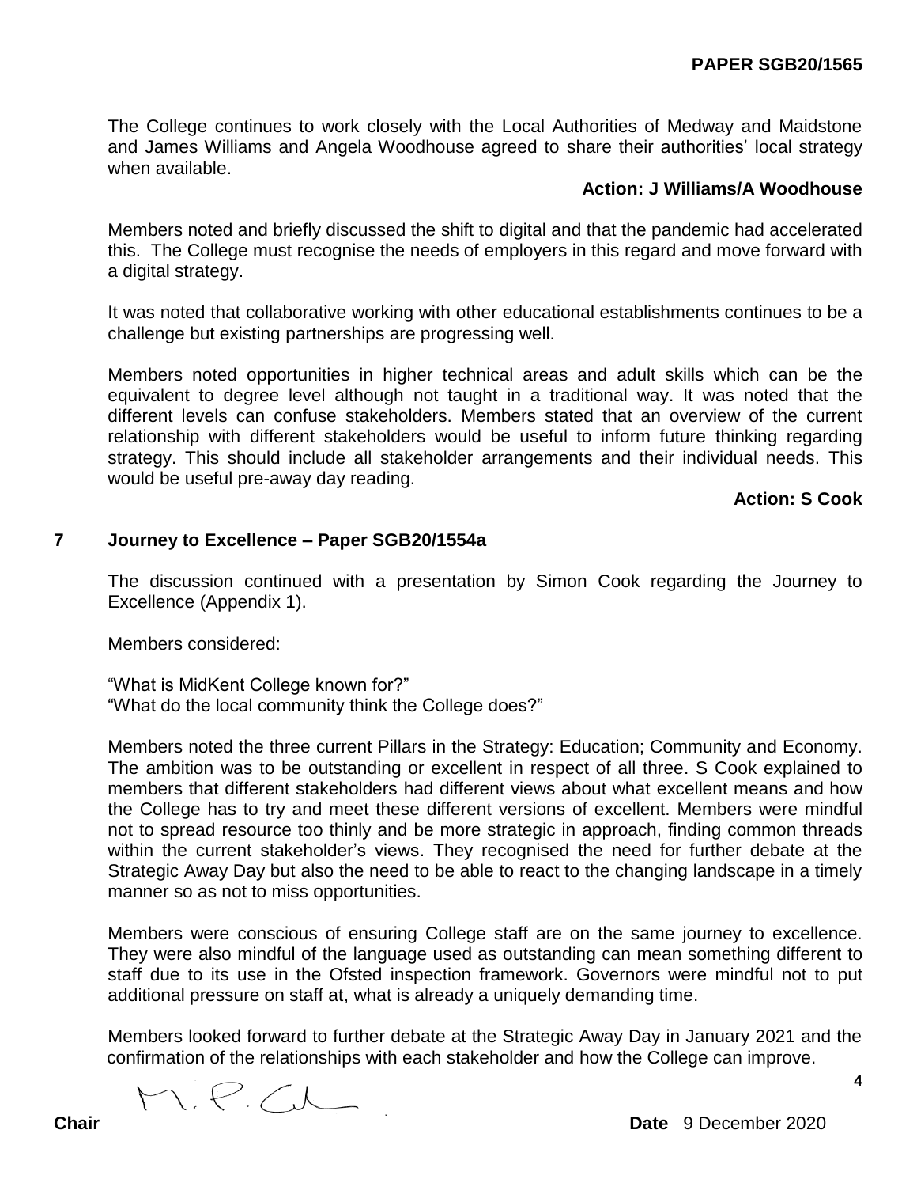The College continues to work closely with the Local Authorities of Medway and Maidstone and James Williams and Angela Woodhouse agreed to share their authorities' local strategy when available.

**Action: J Williams/A Woodhouse**

Members noted and briefly discussed the shift to digital and that the pandemic had accelerated this. The College must recognise the needs of employers in this regard and move forward with a digital strategy.

It was noted that collaborative working with other educational establishments continues to be a challenge but existing partnerships are progressing well.

Members noted opportunities in higher technical areas and adult skills which can be the equivalent to degree level although not taught in a traditional way. It was noted that the different levels can confuse stakeholders. Members stated that an overview of the current relationship with different stakeholders would be useful to inform future thinking regarding strategy. This should include all stakeholder arrangements and their individual needs. This would be useful pre-away day reading.

**Action: S Cook**

## 7 Journey to Excellence – Paper SGB20/1554a

The discussion continued with a presentation by Simon Cook regarding the Journey to Excellence (Appendix 1).

Members considered:

"What is MidKent College known for?"
"What do the local community think the College does?"

Members noted the three current Pillars in the Strategy: Education; Community and Economy. The ambition was to be outstanding or excellent in respect of all three. S Cook explained to members that different stakeholders had different views about what excellent means and how the College has to try and meet these different versions of excellent. Members were mindful not to spread resource too thinly and be more strategic in approach, finding common threads within the current stakeholder's views. They recognised the need for further debate at the Strategic Away Day but also the need to be able to react to the changing landscape in a timely manner so as not to miss opportunities.

Members were conscious of ensuring College staff are on the same journey to excellence. They were also mindful of the language used as outstanding can mean something different to staff due to its use in the Ofsted inspection framework. Governors were mindful not to put additional pressure on staff at, what is already a uniquely demanding time.

Members looked forward to further debate at the Strategic Away Day in January 2021 and the confirmation of the relationships with each stakeholder and how the College can improve.

**Chair** M. P. Cl **Date** 9 December 2020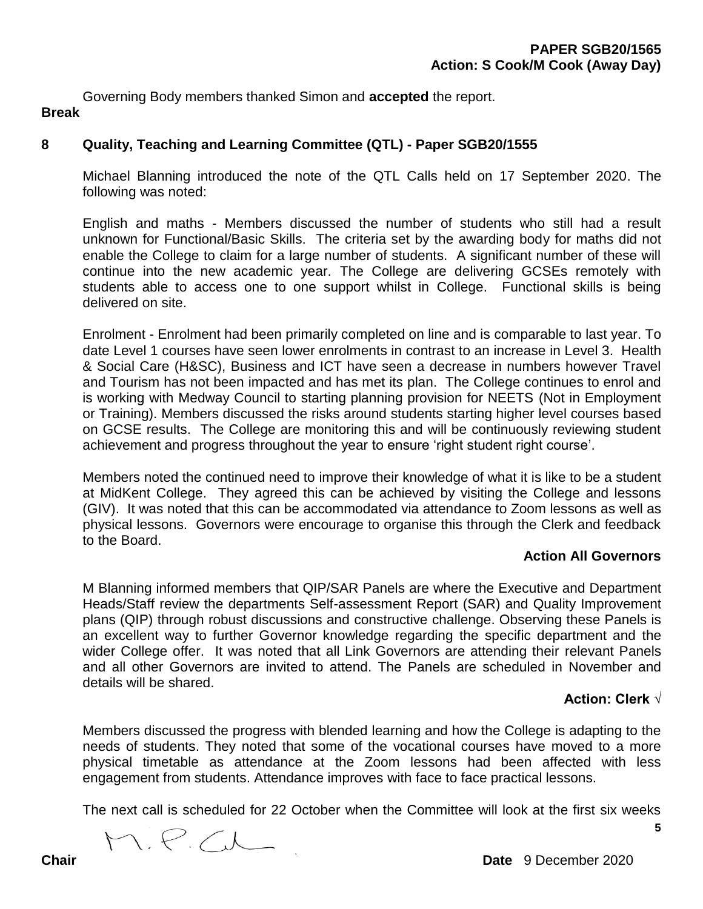**PAPER SGB20/1565**
**Action: S Cook/M Cook (Away Day)**

Governing Body members thanked Simon and **accepted** the report.

**Break**

## 8 Quality, Teaching and Learning Committee (QTL) - Paper SGB20/1555

Michael Blanning introduced the note of the QTL Calls held on 17 September 2020. The following was noted:

English and maths - Members discussed the number of students who still had a result unknown for Functional/Basic Skills. The criteria set by the awarding body for maths did not enable the College to claim for a large number of students. A significant number of these will continue into the new academic year. The College are delivering GCSEs remotely with students able to access one to one support whilst in College. Functional skills is being delivered on site.

Enrolment - Enrolment had been primarily completed on line and is comparable to last year. To date Level 1 courses have seen lower enrolments in contrast to an increase in Level 3. Health & Social Care (H&SC), Business and ICT have seen a decrease in numbers however Travel and Tourism has not been impacted and has met its plan. The College continues to enrol and is working with Medway Council to starting planning provision for NEETS (Not in Employment or Training). Members discussed the risks around students starting higher level courses based on GCSE results. The College are monitoring this and will be continuously reviewing student achievement and progress throughout the year to ensure 'right student right course'.

Members noted the continued need to improve their knowledge of what it is like to be a student at MidKent College. They agreed this can be achieved by visiting the College and lessons (GIV). It was noted that this can be accommodated via attendance to Zoom lessons as well as physical lessons. Governors were encourage to organise this through the Clerk and feedback to the Board.

**Action All Governors**

M Blanning informed members that QIP/SAR Panels are where the Executive and Department Heads/Staff review the departments Self-assessment Report (SAR) and Quality Improvement plans (QIP) through robust discussions and constructive challenge. Observing these Panels is an excellent way to further Governor knowledge regarding the specific department and the wider College offer. It was noted that all Link Governors are attending their relevant Panels and all other Governors are invited to attend. The Panels are scheduled in November and details will be shared.

**Action: Clerk √**

Members discussed the progress with blended learning and how the College is adapting to the needs of students. They noted that some of the vocational courses have moved to a more physical timetable as attendance at the Zoom lessons had been affected with less engagement from students. Attendance improves with face to face practical lessons.

The next call is scheduled for 22 October when the Committee will look at the first six weeks

**Chair** M. P. Cook **Date** 9 December 2020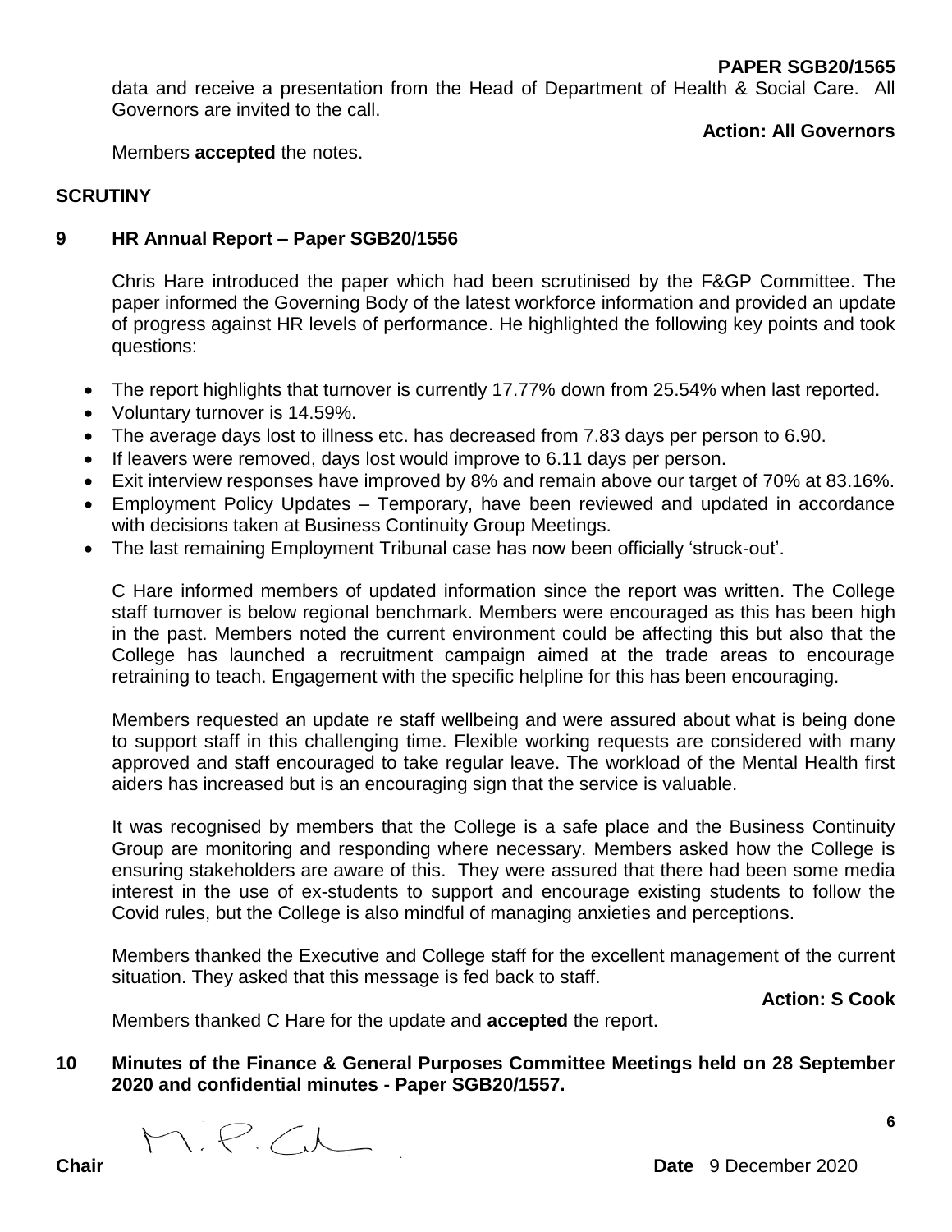data and receive a presentation from the Head of Department of Health & Social Care. All Governors are invited to the call.

**Action: All Governors**

Members **accepted** the notes.

**SCRUTINY**

**9 HR Annual Report – Paper SGB20/1556**

Chris Hare introduced the paper which had been scrutinised by the F&GP Committee. The paper informed the Governing Body of the latest workforce information and provided an update of progress against HR levels of performance. He highlighted the following key points and took questions:

- The report highlights that turnover is currently 17.77% down from 25.54% when last reported.
- Voluntary turnover is 14.59%.
- The average days lost to illness etc. has decreased from 7.83 days per person to 6.90.
- If leavers were removed, days lost would improve to 6.11 days per person.
- Exit interview responses have improved by 8% and remain above our target of 70% at 83.16%.
- Employment Policy Updates – Temporary, have been reviewed and updated in accordance with decisions taken at Business Continuity Group Meetings.
- The last remaining Employment Tribunal case has now been officially 'struck-out'.

C Hare informed members of updated information since the report was written. The College staff turnover is below regional benchmark. Members were encouraged as this has been high in the past. Members noted the current environment could be affecting this but also that the College has launched a recruitment campaign aimed at the trade areas to encourage retraining to teach. Engagement with the specific helpline for this has been encouraging.

Members requested an update re staff wellbeing and were assured about what is being done to support staff in this challenging time. Flexible working requests are considered with many approved and staff encouraged to take regular leave. The workload of the Mental Health first aiders has increased but is an encouraging sign that the service is valuable.

It was recognised by members that the College is a safe place and the Business Continuity Group are monitoring and responding where necessary. Members asked how the College is ensuring stakeholders are aware of this. They were assured that there had been some media interest in the use of ex-students to support and encourage existing students to follow the Covid rules, but the College is also mindful of managing anxieties and perceptions.

Members thanked the Executive and College staff for the excellent management of the current situation. They asked that this message is fed back to staff.

**Action: S Cook**

Members thanked C Hare for the update and **accepted** the report.

**10 Minutes of the Finance & General Purposes Committee Meetings held on 28 September 2020 and confidential minutes - Paper SGB20/1557.**

**Chair** M. P. C. **Date** 9 December 2020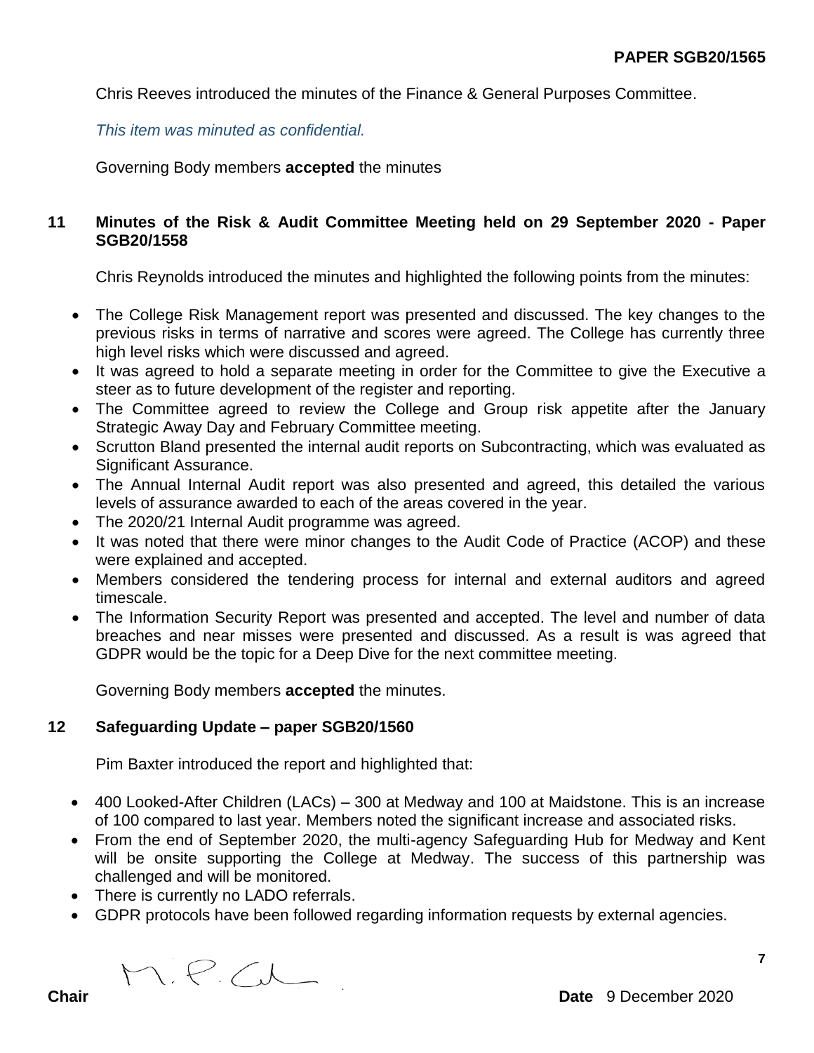Chris Reeves introduced the minutes of the Finance & General Purposes Committee.

*This item was minuted as confidential.*

Governing Body members **accepted** the minutes

## 11 Minutes of the Risk & Audit Committee Meeting held on 29 September 2020 - Paper SGB20/1558

Chris Reynolds introduced the minutes and highlighted the following points from the minutes:

- The College Risk Management report was presented and discussed. The key changes to the previous risks in terms of narrative and scores were agreed. The College has currently three high level risks which were discussed and agreed.
- It was agreed to hold a separate meeting in order for the Committee to give the Executive a steer as to future development of the register and reporting.
- The Committee agreed to review the College and Group risk appetite after the January Strategic Away Day and February Committee meeting.
- Scrutton Bland presented the internal audit reports on Subcontracting, which was evaluated as Significant Assurance.
- The Annual Internal Audit report was also presented and agreed, this detailed the various levels of assurance awarded to each of the areas covered in the year.
- The 2020/21 Internal Audit programme was agreed.
- It was noted that there were minor changes to the Audit Code of Practice (ACOP) and these were explained and accepted.
- Members considered the tendering process for internal and external auditors and agreed timescale.
- The Information Security Report was presented and accepted. The level and number of data breaches and near misses were presented and discussed. As a result is was agreed that GDPR would be the topic for a Deep Dive for the next committee meeting.

Governing Body members **accepted** the minutes.

## 12 Safeguarding Update – paper SGB20/1560

Pim Baxter introduced the report and highlighted that:

- 400 Looked-After Children (LACs) – 300 at Medway and 100 at Maidstone. This is an increase of 100 compared to last year. Members noted the significant increase and associated risks.
- From the end of September 2020, the multi-agency Safeguarding Hub for Medway and Kent will be onsite supporting the College at Medway. The success of this partnership was challenged and will be monitored.
- There is currently no LADO referrals.
- GDPR protocols have been followed regarding information requests by external agencies.

**Chair** M. P. C

**Date** 9 December 2020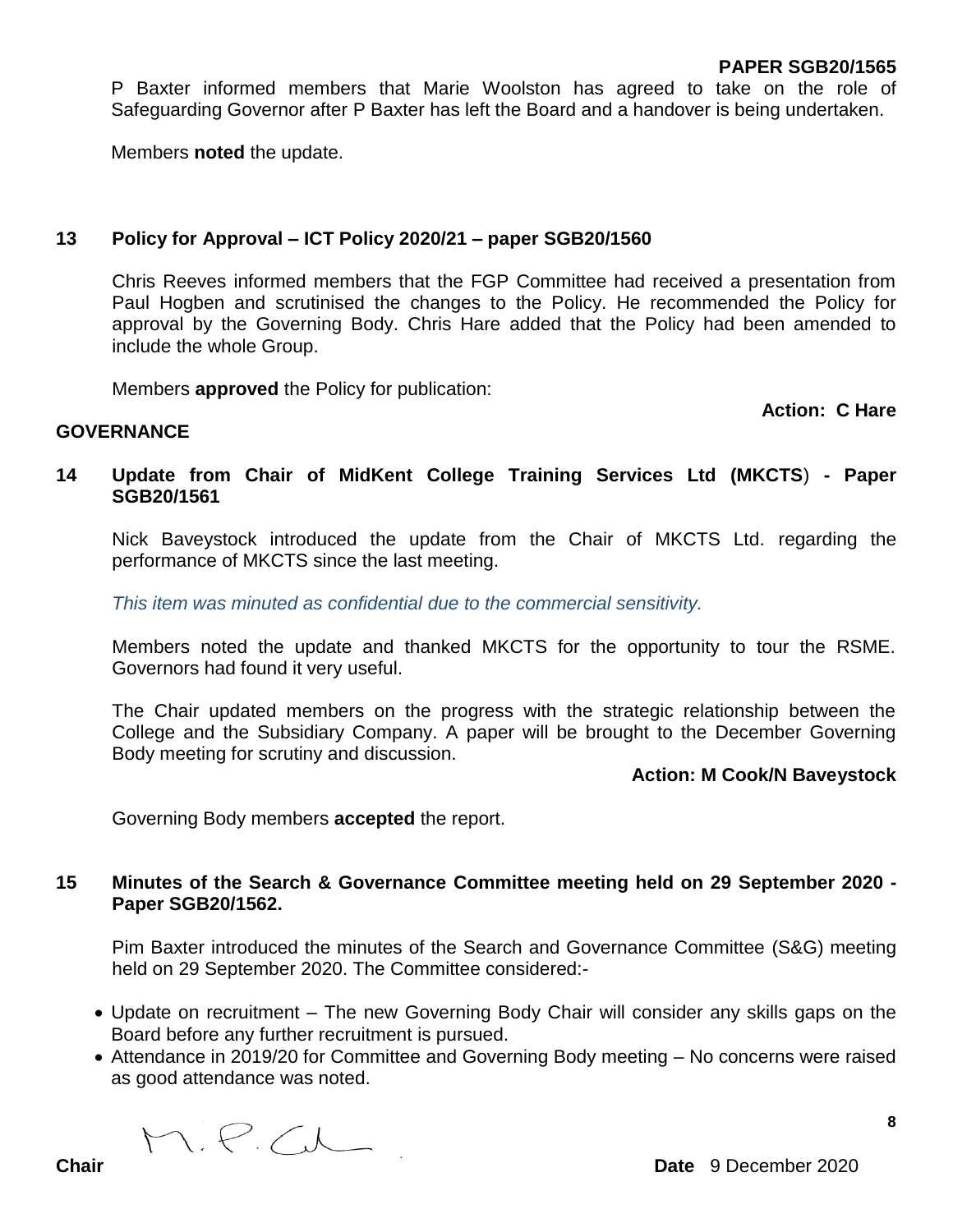P Baxter informed members that Marie Woolston has agreed to take on the role of Safeguarding Governor after P Baxter has left the Board and a handover is being undertaken.

Members **noted** the update.

**13 Policy for Approval – ICT Policy 2020/21 – paper SGB20/1560**

Chris Reeves informed members that the FGP Committee had received a presentation from Paul Hogben and scrutinised the changes to the Policy. He recommended the Policy for approval by the Governing Body. Chris Hare added that the Policy had been amended to include the whole Group.

Members **approved** the Policy for publication:

**Action: C Hare**

## GOVERNANCE

**14 Update from Chair of MidKent College Training Services Ltd (MKCTS) - Paper SGB20/1561**

Nick Baveystock introduced the update from the Chair of MKCTS Ltd. regarding the performance of MKCTS since the last meeting.

*This item was minuted as confidential due to the commercial sensitivity.*

Members noted the update and thanked MKCTS for the opportunity to tour the RSME. Governors had found it very useful.

The Chair updated members on the progress with the strategic relationship between the College and the Subsidiary Company. A paper will be brought to the December Governing Body meeting for scrutiny and discussion.

**Action: M Cook/N Baveystock**

Governing Body members **accepted** the report.

**15 Minutes of the Search & Governance Committee meeting held on 29 September 2020 - Paper SGB20/1562.**

Pim Baxter introduced the minutes of the Search and Governance Committee (S&G) meeting held on 29 September 2020. The Committee considered:-

- Update on recruitment – The new Governing Body Chair will consider any skills gaps on the Board before any further recruitment is pursued.
- Attendance in 2019/20 for Committee and Governing Body meeting – No concerns were raised as good attendance was noted.

**Chair** M. P. C.  **Date** 9 December 2020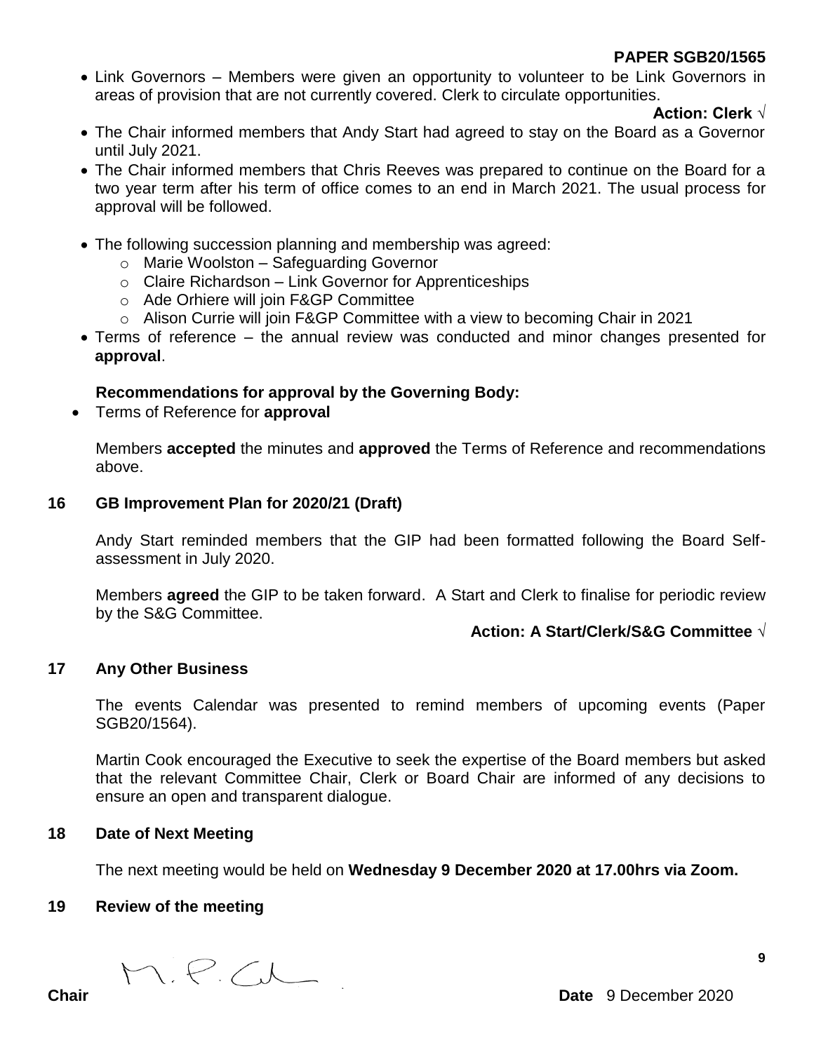**PAPER SGB20/1565**

- Link Governors – Members were given an opportunity to volunteer to be Link Governors in areas of provision that are not currently covered. Clerk to circulate opportunities.

  **Action: Clerk √**

- The Chair informed members that Andy Start had agreed to stay on the Board as a Governor until July 2021.
- The Chair informed members that Chris Reeves was prepared to continue on the Board for a two year term after his term of office comes to an end in March 2021. The usual process for approval will be followed.
- The following succession planning and membership was agreed:
  - Marie Woolston – Safeguarding Governor
  - Claire Richardson – Link Governor for Apprenticeships
  - Ade Orhiere will join F&GP Committee
  - Alison Currie will join F&GP Committee with a view to becoming Chair in 2021
- Terms of reference – the annual review was conducted and minor changes presented for **approval**.

**Recommendations for approval by the Governing Body:**

- Terms of Reference for **approval**

Members **accepted** the minutes and **approved** the Terms of Reference and recommendations above.

## 16 GB Improvement Plan for 2020/21 (Draft)

Andy Start reminded members that the GIP had been formatted following the Board Self-assessment in July 2020.

Members **agreed** the GIP to be taken forward. A Start and Clerk to finalise for periodic review by the S&G Committee.

**Action: A Start/Clerk/S&G Committee √**

## 17 Any Other Business

The events Calendar was presented to remind members of upcoming events (Paper SGB20/1564).

Martin Cook encouraged the Executive to seek the expertise of the Board members but asked that the relevant Committee Chair, Clerk or Board Chair are informed of any decisions to ensure an open and transparent dialogue.

## 18 Date of Next Meeting

The next meeting would be held on **Wednesday 9 December 2020 at 17.00hrs via Zoom.**

## 19 Review of the meeting

**Chair** M.P.C. **Date** 9 December 2020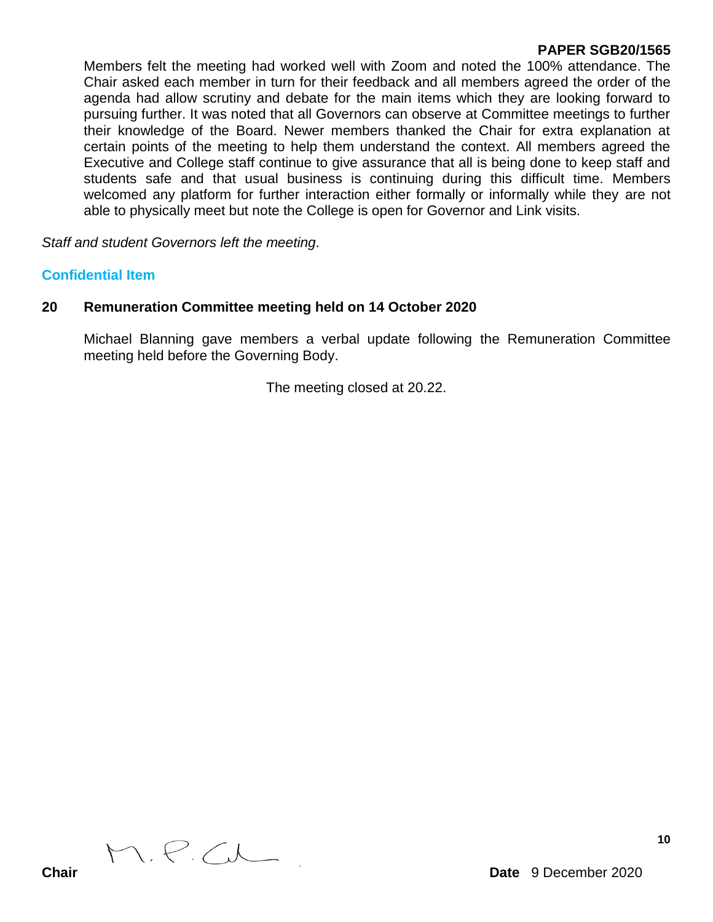Members felt the meeting had worked well with Zoom and noted the 100% attendance. The Chair asked each member in turn for their feedback and all members agreed the order of the agenda had allow scrutiny and debate for the main items which they are looking forward to pursuing further. It was noted that all Governors can observe at Committee meetings to further their knowledge of the Board. Newer members thanked the Chair for extra explanation at certain points of the meeting to help them understand the context. All members agreed the Executive and College staff continue to give assurance that all is being done to keep staff and students safe and that usual business is continuing during this difficult time. Members welcomed any platform for further interaction either formally or informally while they are not able to physically meet but note the College is open for Governor and Link visits.

*Staff and student Governors left the meeting.*

## Confidential Item

### 20 Remuneration Committee meeting held on 14 October 2020

Michael Blanning gave members a verbal update following the Remuneration Committee meeting held before the Governing Body.

The meeting closed at 20.22.

**Chair** M. P. C

**Date** 9 December 2020